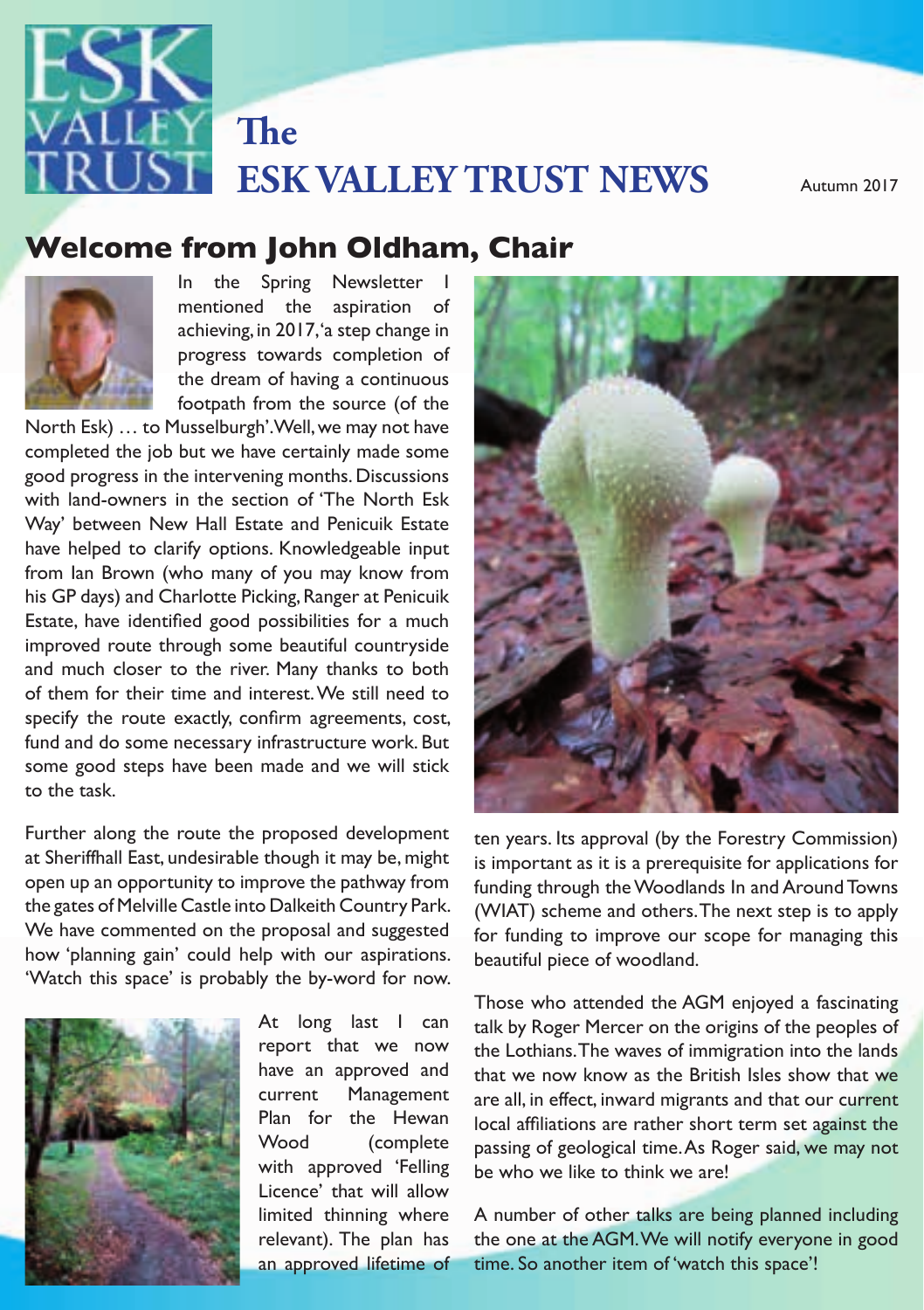# The ESK VALLEY TRUST NEWS

Autumn 2017

## Welcome from John Oldham, Chair

In the Spring Newsletter I mentioned the aspiration of achieving, in 2017, 'a step change in progress towards completion of the dream of having a continuous footpath from the source (of the North Esk) … to Musselburgh'. Well, we may not have completed the job but we have certainly made some good progress in the intervening months. Discussions with land-owners in the section of 'The North Esk Way' between New Hall Estate and Penicuik Estate have helped to clarify options. Knowledgeable input from Ian Brown (who many of you may know from his GP days) and Charlotte Picking, Ranger at Penicuik Estate, have identified good possibilities for a much improved route through some beautiful countryside and much closer to the river. Many thanks to both of them for their time and interest. We still need to specify the route exactly, confirm agreements, cost, fund and do some necessary infrastructure work. But some good steps have been made and we will stick to the task.

Further along the route the proposed development at Sheriffhall East, undesirable though it may be, might open up an opportunity to improve the pathway from the gates of Melville Castle into Dalkeith Country Park. We have commented on the proposal and suggested how 'planning gain' could help with our aspirations. 'Watch this space' is probably the by-word for now.

At long last I can report that we now have an approved and current Management Plan for the Hewan Wood (complete with approved 'Felling Licence' that will allow limited thinning where relevant). The plan has an approved lifetime of ten years. Its approval (by the Forestry Commission) is important as it is a prerequisite for applications for funding through the Woodlands In and Around Towns (WIAT) scheme and others. The next step is to apply for funding to improve our scope for managing this beautiful piece of woodland.

Those who attended the AGM enjoyed a fascinating talk by Roger Mercer on the origins of the peoples of the Lothians. The waves of immigration into the lands that we now know as the British Isles show that we are all, in effect, inward migrants and that our current local affiliations are rather short term set against the passing of geological time. As Roger said, we may not be who we like to think we are!

A number of other talks are being planned including the one at the AGM. We will notify everyone in good time. So another item of 'watch this space'!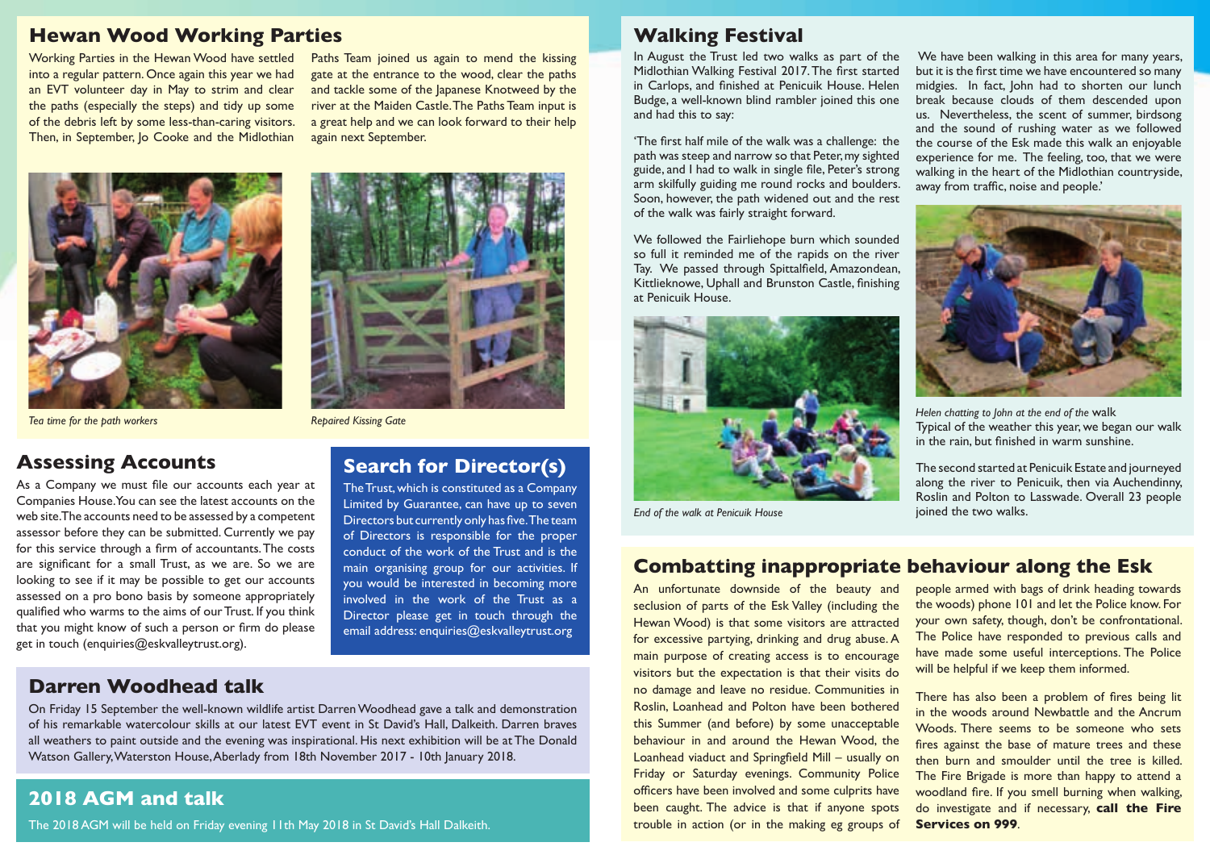## Hewan Wood Working Parties

Working Parties in the Hewan Wood have settled into a regular pattern. Once again this year we had an EVT volunteer day in May to strim and clear the paths (especially the steps) and tidy up some of the debris left by some less-than-caring visitors. Then, in September, Jo Cooke and the Midlothian Paths Team joined us again to mend the kissing gate at the entrance to the wood, clear the paths and tackle some of the Japanese Knotweed by the river at the Maiden Castle. The Paths Team input is a great help and we can look forward to their help again next September.

*Tea time for the path workers*

*Repaired Kissing Gate*

## Assessing Accounts

As a Company we must file our accounts each year at Companies House. You can see the latest accounts on the web site. The accounts need to be assessed by a competent assessor before they can be submitted. Currently we pay for this service through a firm of accountants. The costs are significant for a small Trust, as we are. So we are looking to see if it may be possible to get our accounts assessed on a pro bono basis by someone appropriately qualified who warms to the aims of our Trust. If you think that you might know of such a person or firm do please get in touch (enquiries@eskvalleytrust.org).

## Search for Director(s)

The Trust, which is constituted as a Company Limited by Guarantee, can have up to seven Directors but currently only has five. The team of Directors is responsible for the proper conduct of the work of the Trust and is the main organising group for our activities. If you would be interested in becoming more involved in the work of the Trust as a Director please get in touch with the email address: enquiries@eskvalleytrust.org

## Darren Woodhead talk

On Friday 15 September the well-known wildlife artist Darren Woodhead gave a talk and demonstration of his remarkable watercolour skills at our latest EVT event in St David's Hall, Dalkeith. Darren braves all weathers to paint outside and the evening was inspirational. His next exhibition will be at The Donald Watson Gallery, Waterston House, Aberlady from 18th November 2017 - 10th January 2018.

## 2018 AGM and talk

The 2018 AGM will be held on Friday evening 11th May 2018 in St David's Hall Dalkeith.

## Walking Festival

In August the Trust led two walks as part of the Midlothian Walking Festival 2017. The first started in Carlops, and finished at Penicuik House. Helen Budge, a well-known blind rambler joined this one and had this to say:

'The first half mile of the walk was a challenge: the path was steep and narrow so that Peter, my sighted guide, and I had to walk in single file, Peter's strong arm skilfully guiding me round rocks and boulders. Soon, however, the path widened out and the rest of the walk was fairly straight forward.

We followed the Fairliehope burn which sounded so full it reminded me of the rapids on the river Tay. We passed through Spittalfield, Amazondean, Kittlieknowe, Uphall and Brunston Castle, finishing at Penicuik House.

We have been walking in this area for many years, but it is the first time we have encountered so many midgies. In fact, John had to shorten our lunch break because clouds of them descended upon us. Nevertheless, the scent of summer, birdsong and the sound of rushing water as we followed the course of the Esk made this walk an enjoyable experience for me. The feeling, too, that we were walking in the heart of the Midlothian countryside, away from traffic, noise and people.'

*End of the walk at Penicuik House*

*Helen chatting to John at the end of the* walk

Typical of the weather this year, we began our walk in the rain, but finished in warm sunshine.

The second started at Penicuik Estate and journeyed along the river to Penicuik, then via Auchendinny, Roslin and Polton to Lasswade. Overall 23 people joined the two walks.

## Combatting inappropriate behaviour along the Esk

An unfortunate downside of the beauty and seclusion of parts of the Esk Valley (including the Hewan Wood) is that some visitors are attracted for excessive partying, drinking and drug abuse. A main purpose of creating access is to encourage visitors but the expectation is that their visits do no damage and leave no residue. Communities in Roslin, Loanhead and Polton have been bothered this Summer (and before) by some unacceptable behaviour in and around the Hewan Wood, the Loanhead viaduct and Springfield Mill – usually on Friday or Saturday evenings. Community Police officers have been involved and some culprits have been caught. The advice is that if anyone spots trouble in action (or in the making eg groups of people armed with bags of drink heading towards the woods) phone 101 and let the Police know. For your own safety, though, don't be confrontational. The Police have responded to previous calls and have made some useful interceptions. The Police will be helpful if we keep them informed.

There has also been a problem of fires being lit in the woods around Newbattle and the Ancrum Woods. There seems to be someone who sets fires against the base of mature trees and these then burn and smoulder until the tree is killed. The Fire Brigade is more than happy to attend a woodland fire. If you smell burning when walking, do investigate and if necessary, **call the Fire Services on 999**.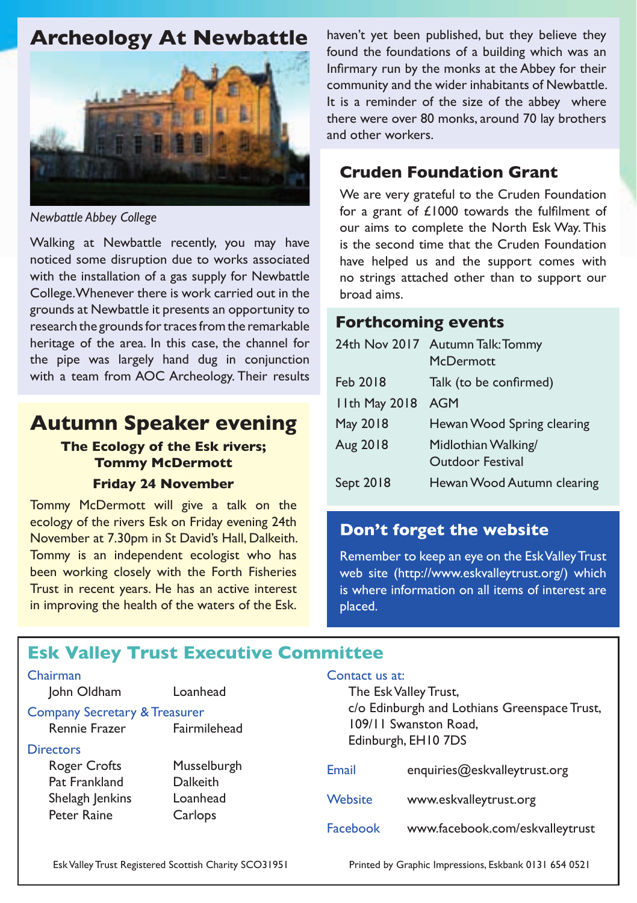## Archeology At Newbattle

*Newbattle Abbey College*

Walking at Newbattle recently, you may have noticed some disruption due to works associated with the installation of a gas supply for Newbattle College. Whenever there is work carried out in the grounds at Newbattle it presents an opportunity to research the grounds for traces from the remarkable heritage of the area. In this case, the channel for the pipe was largely hand dug in conjunction with a team from AOC Archeology. Their results haven't yet been published, but they believe they found the foundations of a building which was an Infirmary run by the monks at the Abbey for their community and the wider inhabitants of Newbattle. It is a reminder of the size of the abbey where there were over 80 monks, around 70 lay brothers and other workers.

## Autumn Speaker evening

**The Ecology of the Esk rivers; Tommy McDermott**

**Friday 24 November**

Tommy McDermott will give a talk on the ecology of the rivers Esk on Friday evening 24th November at 7.30pm in St David's Hall, Dalkeith. Tommy is an independent ecologist who has been working closely with the Forth Fisheries Trust in recent years. He has an active interest in improving the health of the waters of the Esk.

### Cruden Foundation Grant

We are very grateful to the Cruden Foundation for a grant of £1000 towards the fulfilment of our aims to complete the North Esk Way. This is the second time that the Cruden Foundation have helped us and the support comes with no strings attached other than to support our broad aims.

### Forthcoming events

| | |
|---|---|
| 24th Nov 2017 | Autumn Talk: Tommy McDermott |
| Feb 2018 | Talk (to be confirmed) |
| 11th May 2018 | AGM |
| May 2018 | Hewan Wood Spring clearing |
| Aug 2018 | Midlothian Walking/ Outdoor Festival |
| Sept 2018 | Hewan Wood Autumn clearing |

### Don't forget the website

Remember to keep an eye on the Esk Valley Trust web site (http://www.eskvalleytrust.org/) which is where information on all items of interest are placed.

## Esk Valley Trust Executive Committee

**Chairman**

John Oldham — Loanhead

**Company Secretary & Treasurer**

Rennie Frazer — Fairmilehead

**Directors**

Roger Crofts — Musselburgh
Pat Frankland — Dalkeith
Shelagh Jenkins — Loanhead
Peter Raine — Carlops

**Contact us at:**

The Esk Valley Trust,
c/o Edinburgh and Lothians Greenspace Trust,
109/11 Swanston Road,
Edinburgh, EH10 7DS

Email: enquiries@eskvalleytrust.org
Website: www.eskvalleytrust.org
Facebook: www.facebook.com/eskvalleytrust

Esk Valley Trust Registered Scottish Charity SCO31951

Printed by Graphic Impressions, Eskbank 0131 654 0521